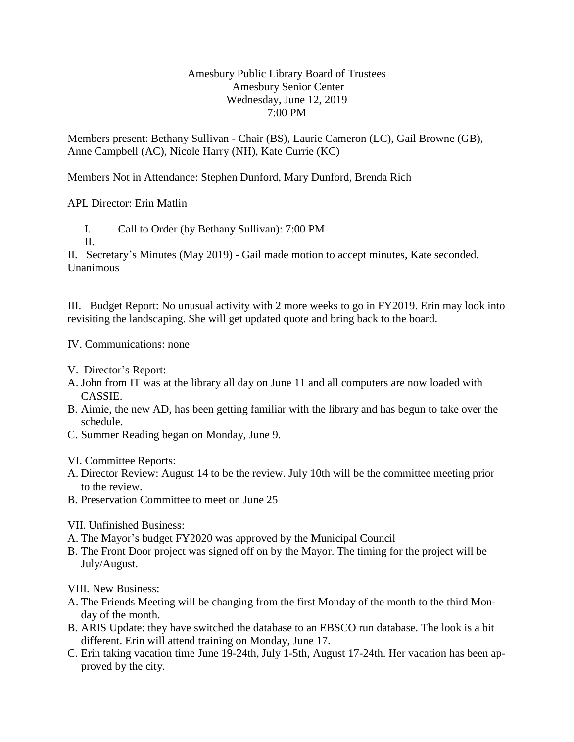Amesbury Public Library Board of Trustees
Amesbury Senior Center
Wednesday, June 12, 2019
7:00 PM

Members present: Bethany Sullivan - Chair (BS), Laurie Cameron (LC), Gail Browne (GB), Anne Campbell (AC), Nicole Harry (NH), Kate Currie (KC)

Members Not in Attendance: Stephen Dunford, Mary Dunford, Brenda Rich

APL Director: Erin Matlin

I. Call to Order (by Bethany Sullivan): 7:00 PM

II.

II. Secretary's Minutes (May 2019) - Gail made motion to accept minutes, Kate seconded. Unanimous

III. Budget Report: No unusual activity with 2 more weeks to go in FY2019. Erin may look into revisiting the landscaping. She will get updated quote and bring back to the board.

IV. Communications: none

V. Director's Report:

A. John from IT was at the library all day on June 11 and all computers are now loaded with CASSIE.

B. Aimie, the new AD, has been getting familiar with the library and has begun to take over the schedule.

C. Summer Reading began on Monday, June 9.

VI. Committee Reports:

A. Director Review: August 14 to be the review. July 10th will be the committee meeting prior to the review.

B. Preservation Committee to meet on June 25

VII. Unfinished Business:

A. The Mayor's budget FY2020 was approved by the Municipal Council

B. The Front Door project was signed off on by the Mayor. The timing for the project will be July/August.

VIII. New Business:

A. The Friends Meeting will be changing from the first Monday of the month to the third Monday of the month.

B. ARIS Update: they have switched the database to an EBSCO run database. The look is a bit different. Erin will attend training on Monday, June 17.

C. Erin taking vacation time June 19-24th, July 1-5th, August 17-24th. Her vacation has been approved by the city.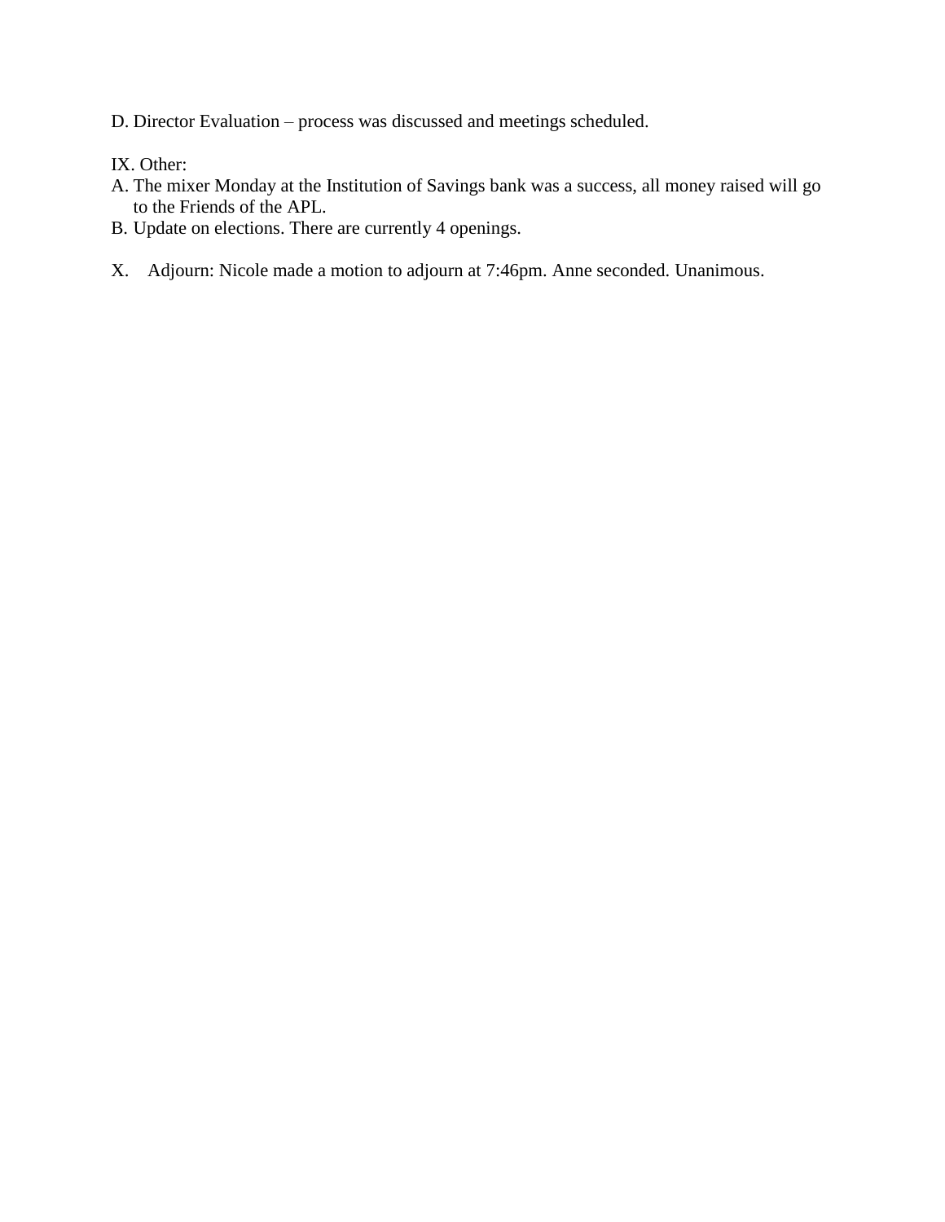D. Director Evaluation – process was discussed and meetings scheduled.

IX. Other:

A. The mixer Monday at the Institution of Savings bank was a success, all money raised will go to the Friends of the APL.

B. Update on elections. There are currently 4 openings.

X. Adjourn: Nicole made a motion to adjourn at 7:46pm. Anne seconded. Unanimous.